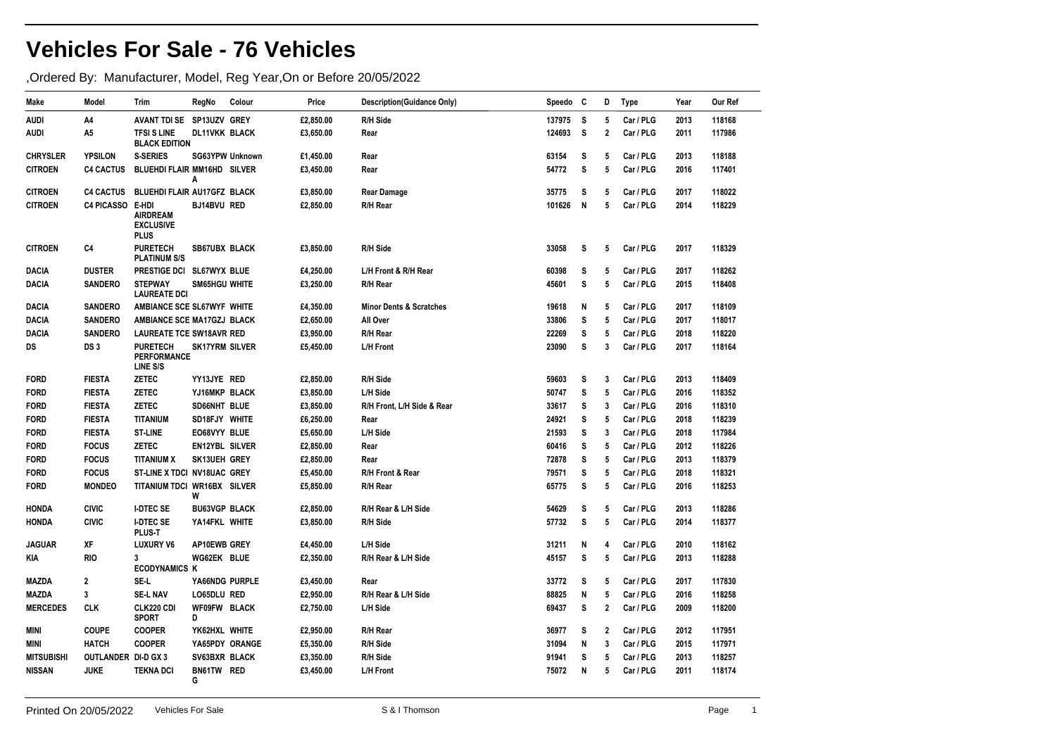# Vehicles For Sale - 76 Vehicles

,Ordered By: Manufacturer, Model, Reg Year,On or Before 20/05/2022

| Make | Model | Trim | RegNo | Colour | Price | Description(Guidance Only) | Speedo | C | D | Type | Year | Our Ref |
|---|---|---|---|---|---|---|---|---|---|---|---|---|
| AUDI | A4 | AVANT TDI SE | SP13UZV | GREY | £2,850.00 | R/H Side | 137975 | S | 5 | Car / PLG | 2013 | 118168 |
| AUDI | A5 | TFSI S LINE BLACK EDITION | DL11VKK | BLACK | £3,650.00 | Rear | 124693 | S | 2 | Car / PLG | 2011 | 117986 |
| CHRYSLER | YPSILON | S-SERIES | SG63YPW | Unknown | £1,450.00 | Rear | 63154 | S | 5 | Car / PLG | 2013 | 118188 |
| CITROEN | C4 CACTUS | BLUEHDI FLAIR | MM16HDA | SILVER | £3,450.00 | Rear | 54772 | S | 5 | Car / PLG | 2016 | 117401 |
| CITROEN | C4 CACTUS | BLUEHDI FLAIR | AU17GFZ | BLACK | £3,850.00 | Rear Damage | 35775 | S | 5 | Car / PLG | 2017 | 118022 |
| CITROEN | C4 PICASSO | E-HDI AIRDREAM EXCLUSIVE PLUS | BJ14BVU | RED | £2,850.00 | R/H Rear | 101626 | N | 5 | Car / PLG | 2014 | 118229 |
| CITROEN | C4 | PURETECH PLATINUM S/S | SB67UBX | BLACK | £3,850.00 | R/H Side | 33058 | S | 5 | Car / PLG | 2017 | 118329 |
| DACIA | DUSTER | PRESTIGE DCI | SL67WYX | BLUE | £4,250.00 | L/H Front & R/H Rear | 60398 | S | 5 | Car / PLG | 2017 | 118262 |
| DACIA | SANDERO | STEPWAY LAUREATE DCI | SM65HGU | WHITE | £3,250.00 | R/H Rear | 45601 | S | 5 | Car / PLG | 2015 | 118408 |
| DACIA | SANDERO | AMBIANCE SCE | SL67WYF | WHITE | £4,350.00 | Minor Dents & Scratches | 19618 | N | 5 | Car / PLG | 2017 | 118109 |
| DACIA | SANDERO | AMBIANCE SCE | MA17GZJ | BLACK | £2,650.00 | All Over | 33806 | S | 5 | Car / PLG | 2017 | 118017 |
| DACIA | SANDERO | LAUREATE TCE | SW18AVR | RED | £3,950.00 | R/H Rear | 22269 | S | 5 | Car / PLG | 2018 | 118220 |
| DS | DS 3 | PURETECH PERFORMANCE LINE S/S | SK17YRM | SILVER | £5,450.00 | L/H Front | 23090 | S | 3 | Car / PLG | 2017 | 118164 |
| FORD | FIESTA | ZETEC | YY13JYE | RED | £2,850.00 | R/H Side | 59603 | S | 3 | Car / PLG | 2013 | 118409 |
| FORD | FIESTA | ZETEC | YJ16MKP | BLACK | £3,850.00 | L/H Side | 50747 | S | 5 | Car / PLG | 2016 | 118352 |
| FORD | FIESTA | ZETEC | SD66NHT | BLUE | £3,850.00 | R/H Front, L/H Side & Rear | 33617 | S | 3 | Car / PLG | 2016 | 118310 |
| FORD | FIESTA | TITANIUM | SD18FJY | WHITE | £6,250.00 | Rear | 24921 | S | 5 | Car / PLG | 2018 | 118239 |
| FORD | FIESTA | ST-LINE | EO68VYY | BLUE | £5,650.00 | L/H Side | 21593 | S | 3 | Car / PLG | 2018 | 117984 |
| FORD | FOCUS | ZETEC | EN12YBL | SILVER | £2,850.00 | Rear | 60416 | S | 5 | Car / PLG | 2012 | 118226 |
| FORD | FOCUS | TITANIUM X | SK13UEH | GREY | £2,850.00 | Rear | 72878 | S | 5 | Car / PLG | 2013 | 118379 |
| FORD | FOCUS | ST-LINE X TDCI | NV18UAC | GREY | £5,450.00 | R/H Front & Rear | 79571 | S | 5 | Car / PLG | 2018 | 118321 |
| FORD | MONDEO | TITANIUM TDCI | WR16BXW | SILVER | £5,850.00 | R/H Rear | 65775 | S | 5 | Car / PLG | 2016 | 118253 |
| HONDA | CIVIC | I-DTEC SE | BU63VGP | BLACK | £2,850.00 | R/H Rear & L/H Side | 54629 | S | 5 | Car / PLG | 2013 | 118286 |
| HONDA | CIVIC | I-DTEC SE PLUS-T | YA14FKL | WHITE | £3,850.00 | R/H Side | 57732 | S | 5 | Car / PLG | 2014 | 118377 |
| JAGUAR | XF | LUXURY V6 | AP10EWB | GREY | £4,450.00 | L/H Side | 31211 | N | 4 | Car / PLG | 2010 | 118162 |
| KIA | RIO | 3 ECODYNAMICS | WG62EKK | BLUE | £2,350.00 | R/H Rear & L/H Side | 45157 | S | 5 | Car / PLG | 2013 | 118288 |
| MAZDA | 2 | SE-L | YA66NDG | PURPLE | £3,450.00 | Rear | 33772 | S | 5 | Car / PLG | 2017 | 117830 |
| MAZDA | 3 | SE-L NAV | LO65DLU | RED | £2,950.00 | R/H Rear & L/H Side | 88825 | N | 5 | Car / PLG | 2016 | 118258 |
| MERCEDES | CLK | CLK220 CDI SPORT | WF09FWD | BLACK | £2,750.00 | L/H Side | 69437 | S | 2 | Car / PLG | 2009 | 118200 |
| MINI | COUPE | COOPER | YK62HXL | WHITE | £2,950.00 | R/H Rear | 36977 | S | 2 | Car / PLG | 2012 | 117951 |
| MINI | HATCH | COOPER | YA65PDY | ORANGE | £5,350.00 | R/H Side | 31094 | N | 3 | Car / PLG | 2015 | 117971 |
| MITSUBISHI | OUTLANDER | DI-D GX 3 | SV63BXR | BLACK | £3,350.00 | R/H Side | 91941 | S | 5 | Car / PLG | 2013 | 118257 |
| NISSAN | JUKE | TEKNA DCI | BN61TWG | RED | £3,450.00 | L/H Front | 75072 | N | 5 | Car / PLG | 2011 | 118174 |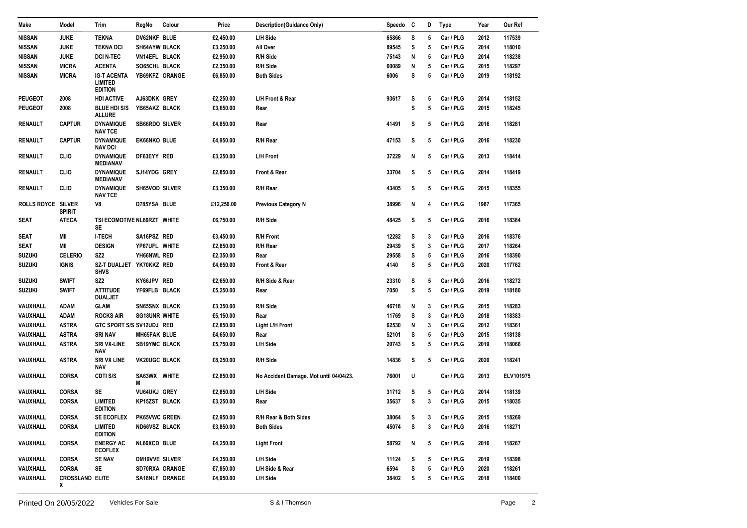| Make | Model | Trim | RegNo | Colour | Price | Description(Guidance Only) | Speedo | C | D | Type | Year | Our Ref |
|---|---|---|---|---|---|---|---|---|---|---|---|---|
| NISSAN | JUKE | TEKNA | DV62NKF | BLUE | £2,450.00 | L/H Side | 65866 | S | 5 | Car / PLG | 2012 | 117539 |
| NISSAN | JUKE | TEKNA DCI | SH64AYW | BLACK | £3,250.00 | All Over | 89545 | S | 5 | Car / PLG | 2014 | 118010 |
| NISSAN | JUKE | DCI N-TEC | VN14EFL | BLACK | £2,950.00 | R/H Side | 75143 | N | 5 | Car / PLG | 2014 | 118238 |
| NISSAN | MICRA | ACENTA | SO65CHL | BLACK | £2,350.00 | R/H Side | 60089 | N | 5 | Car / PLG | 2015 | 118297 |
| NISSAN | MICRA | IG-T ACENTA LIMITED EDITION | YB69KFZ | ORANGE | £6,850.00 | Both Sides | 6006 | S | 5 | Car / PLG | 2019 | 118192 |
| PEUGEOT | 2008 | HDI ACTIVE | AJ63DKK | GREY | £2,250.00 | L/H Front & Rear | 93617 | S | 5 | Car / PLG | 2014 | 118152 |
| PEUGEOT | 2008 | BLUE HDI S/S ALLURE | YB65AKZ | BLACK | £3,650.00 | Rear | | S | 5 | Car / PLG | 2015 | 118245 |
| RENAULT | CAPTUR | DYNAMIQUE NAV TCE | SB66RDO | SILVER | £4,850.00 | Rear | 41491 | S | 5 | Car / PLG | 2016 | 118281 |
| RENAULT | CAPTUR | DYNAMIQUE NAV DCI | EK66NKO | BLUE | £4,950.00 | R/H Rear | 47153 | S | 5 | Car / PLG | 2016 | 118230 |
| RENAULT | CLIO | DYNAMIQUE MEDIANAV | DF63EYY | RED | £3,250.00 | L/H Front | 37229 | N | 5 | Car / PLG | 2013 | 118414 |
| RENAULT | CLIO | DYNAMIQUE MEDIANAV | SJ14YDG | GREY | £2,850.00 | Front & Rear | 33704 | S | 5 | Car / PLG | 2014 | 118419 |
| RENAULT | CLIO | DYNAMIQUE NAV TCE | SH65VOD | SILVER | £3,350.00 | R/H Rear | 43405 | S | 5 | Car / PLG | 2015 | 118355 |
| ROLLS ROYCE | SILVER SPIRIT | V8 | D785YSA | BLUE | £12,250.00 | Previous Category N | 38996 | N | 4 | Car / PLG | 1987 | 117365 |
| SEAT | ATECA | TSI ECOMOTIVE SE | NL66RZT | WHITE | £6,750.00 | R/H Side | 48425 | S | 5 | Car / PLG | 2016 | 118384 |
| SEAT | MII | I-TECH | SA16PSZ | RED | £3,450.00 | R/H Front | 12282 | S | 3 | Car / PLG | 2016 | 118376 |
| SEAT | MII | DESIGN | YP67UFL | WHITE | £2,850.00 | R/H Rear | 29439 | S | 3 | Car / PLG | 2017 | 118264 |
| SUZUKI | CELERIO | SZ2 | YH66NWL | RED | £2,350.00 | Rear | 29558 | S | 5 | Car / PLG | 2016 | 118390 |
| SUZUKI | IGNIS | SZ-T DUALJET SHVS | YK70KKZ | RED | £4,650.00 | Front & Rear | 4140 | S | 5 | Car / PLG | 2020 | 117762 |
| SUZUKI | SWIFT | SZ2 | KY66JPV | RED | £2,650.00 | R/H Side & Rear | 23310 | S | 5 | Car / PLG | 2016 | 118272 |
| SUZUKI | SWIFT | ATTITUDE DUALJET | YF69FLB | BLACK | £5,250.00 | Rear | 7050 | S | 5 | Car / PLG | 2019 | 118180 |
| VAUXHALL | ADAM | GLAM | SN65SNX | BLACK | £3,350.00 | R/H Side | 46718 | N | 3 | Car / PLG | 2015 | 118283 |
| VAUXHALL | ADAM | ROCKS AIR | SG18UNR | WHITE | £5,150.00 | Rear | 11769 | S | 3 | Car / PLG | 2018 | 118383 |
| VAUXHALL | ASTRA | GTC SPORT S/S | SV12UDJ | RED | £2,850.00 | Light L/H Front | 62530 | N | 3 | Car / PLG | 2012 | 118361 |
| VAUXHALL | ASTRA | SRI NAV | MH65FAK | BLUE | £4,650.00 | Rear | 52101 | S | 5 | Car / PLG | 2015 | 118138 |
| VAUXHALL | ASTRA | SRI VX-LINE NAV | SB19YMC | BLACK | £5,750.00 | L/H Side | 20743 | S | 5 | Car / PLG | 2019 | 118066 |
| VAUXHALL | ASTRA | SRI VX LINE NAV | VK20UGC | BLACK | £8,250.00 | R/H Side | 14836 | S | 5 | Car / PLG | 2020 | 118241 |
| VAUXHALL | CORSA | CDTI S/S | SA63WXM | WHITE | £2,850.00 | No Accident Damage. Mot until 04/04/23. | 76001 | U | | Car / PLG | 2013 | ELV101975 |
| VAUXHALL | CORSA | SE | VU64UKJ | GREY | £2,850.00 | L/H Side | 31712 | S | 5 | Car / PLG | 2014 | 118139 |
| VAUXHALL | CORSA | LIMITED EDITION | KP15ZST | BLACK | £3,250.00 | Rear | 35637 | S | 3 | Car / PLG | 2015 | 118035 |
| VAUXHALL | CORSA | SE ECOFLEX | PK65VWC | GREEN | £2,950.00 | R/H Rear & Both Sides | 38064 | S | 3 | Car / PLG | 2015 | 118269 |
| VAUXHALL | CORSA | LIMITED EDITION | ND66VSZ | BLACK | £3,850.00 | Both Sides | 45074 | S | 3 | Car / PLG | 2016 | 118271 |
| VAUXHALL | CORSA | ENERGY AC ECOFLEX | NL66XCD | BLUE | £4,250.00 | Light Front | 58792 | N | 5 | Car / PLG | 2016 | 118267 |
| VAUXHALL | CORSA | SE NAV | DM19VVE | SILVER | £4,350.00 | L/H Side | 11124 | S | 5 | Car / PLG | 2019 | 118398 |
| VAUXHALL | CORSA | SE | SD70RXA | ORANGE | £7,850.00 | L/H Side & Rear | 6594 | S | 5 | Car / PLG | 2020 | 118261 |
| VAUXHALL | CROSSLAND X | ELITE | SA18NLF | ORANGE | £4,950.00 | L/H Side | 38402 | S | 5 | Car / PLG | 2018 | 118400 |

Printed On 20/05/2022 Vehicles For Sale S & I Thomson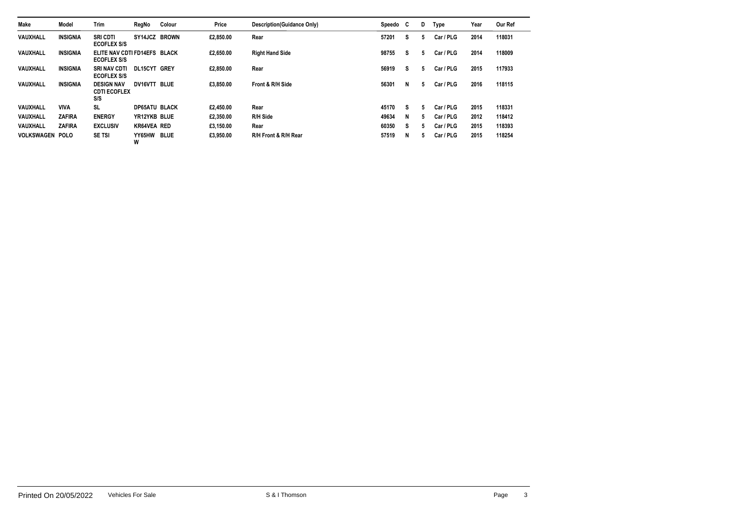| Make | Model | Trim | RegNo | Colour | Price | Description(Guidance Only) | Speedo | C | D | Type | Year | Our Ref |
|---|---|---|---|---|---|---|---|---|---|---|---|---|
| VAUXHALL | INSIGNIA | SRI CDTI ECOFLEX S/S | SY14JCZ | BROWN | £2,850.00 | Rear | 57201 | S | 5 | Car / PLG | 2014 | 118031 |
| VAUXHALL | INSIGNIA | ELITE NAV CDTI ECOFLEX S/S | FD14EFS | BLACK | £2,650.00 | Right Hand Side | 98755 | S | 5 | Car / PLG | 2014 | 118009 |
| VAUXHALL | INSIGNIA | SRI NAV CDTI ECOFLEX S/S | DL15CYT | GREY | £2,850.00 | Rear | 56919 | S | 5 | Car / PLG | 2015 | 117933 |
| VAUXHALL | INSIGNIA | DESIGN NAV CDTI ECOFLEX S/S | DV16VTT | BLUE | £3,850.00 | Front & R/H Side | 56301 | N | 5 | Car / PLG | 2016 | 118115 |
| VAUXHALL | VIVA | SL | DP65ATU | BLACK | £2,450.00 | Rear | 45170 | S | 5 | Car / PLG | 2015 | 118331 |
| VAUXHALL | ZAFIRA | ENERGY | YR12YKB | BLUE | £2,350.00 | R/H Side | 49634 | N | 5 | Car / PLG | 2012 | 118412 |
| VAUXHALL | ZAFIRA | EXCLUSIV | KR64VEA | RED | £3,150.00 | Rear | 60350 | S | 5 | Car / PLG | 2015 | 118393 |
| VOLKSWAGEN | POLO | SE TSI | YY65HWW | BLUE | £3,950.00 | R/H Front & R/H Rear | 57519 | N | 5 | Car / PLG | 2015 | 118254 |

Printed On 20/05/2022 Vehicles For Sale S & I Thomson